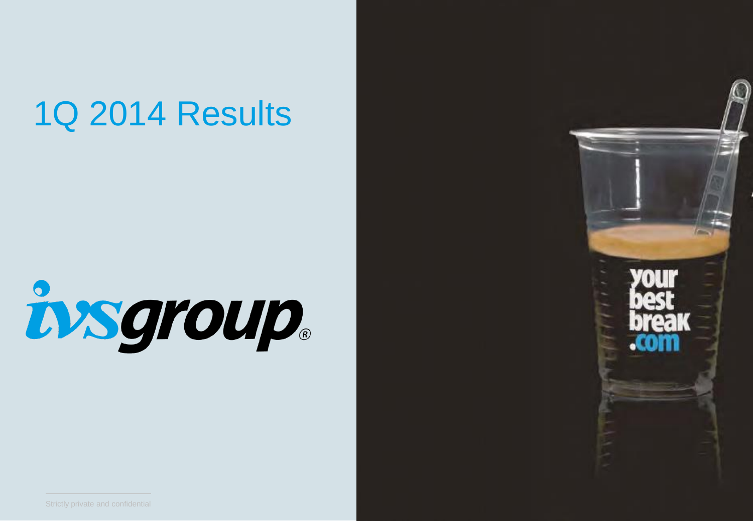# 1Q 2014 Results

ivsgroup®

Strictly private and confidential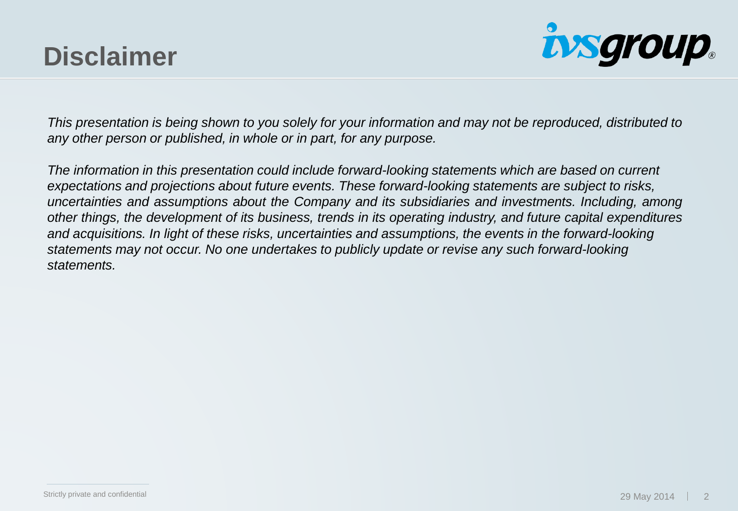# Disclaimer

*This presentation is being shown to you solely for your information and may not be reproduced, distributed to any other person or published, in whole or in part, for any purpose.*

*The information in this presentation could include forward-looking statements which are based on current expectations and projections about future events. These forward-looking statements are subject to risks, uncertainties and assumptions about the Company and its subsidiaries and investments. Including, among other things, the development of its business, trends in its operating industry, and future capital expenditures and acquisitions. In light of these risks, uncertainties and assumptions, the events in the forward-looking statements may not occur. No one undertakes to publicly update or revise any such forward-looking statements.*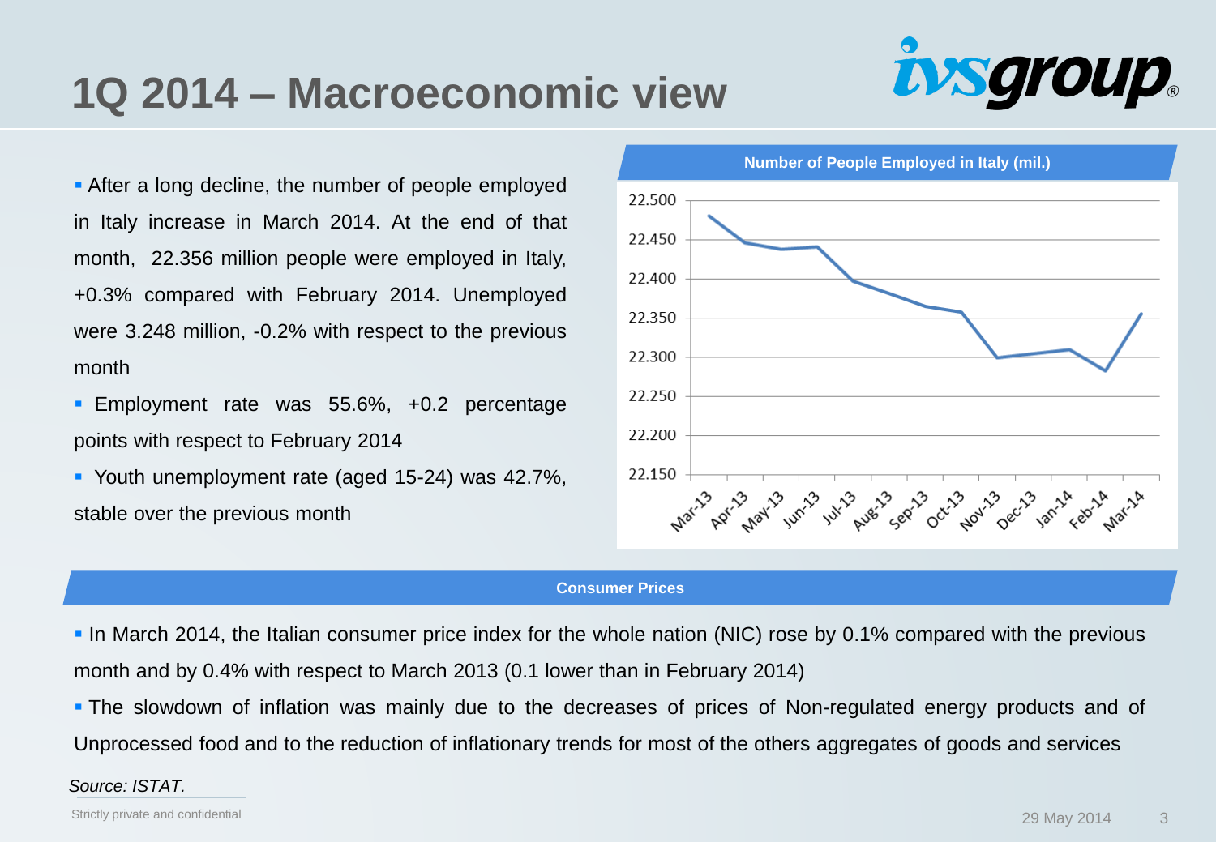# 1Q 2014 – Macroeconomic view

- After a long decline, the number of people employed in Italy increase in March 2014. At the end of that month, 22.356 million people were employed in Italy, +0.3% compared with February 2014. Unemployed were 3.248 million, -0.2% with respect to the previous month
- Employment rate was 55.6%, +0.2 percentage points with respect to February 2014
- Youth unemployment rate (aged 15-24) was 42.7%, stable over the previous month

**Number of People Employed in Italy (mil.)**

## Consumer Prices

- In March 2014, the Italian consumer price index for the whole nation (NIC) rose by 0.1% compared with the previous month and by 0.4% with respect to March 2013 (0.1 lower than in February 2014)
- The slowdown of inflation was mainly due to the decreases of prices of Non-regulated energy products and of Unprocessed food and to the reduction of inflationary trends for most of the others aggregates of goods and services

*Source: ISTAT.*

Strictly private and confidential

29 May 2014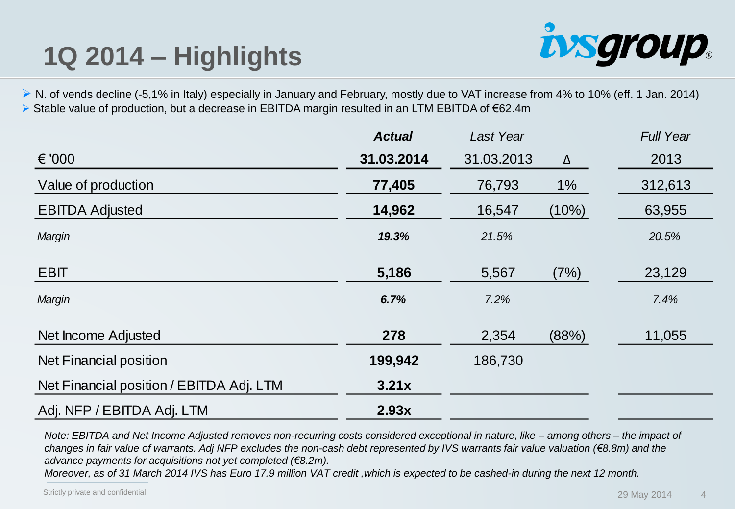# 1Q 2014 – Highlights

- N. of vends decline (-5,1% in Italy) especially in January and February, mostly due to VAT increase from 4% to 10% (eff. 1 Jan. 2014)
- Stable value of production, but a decrease in EBITDA margin resulted in an LTM EBITDA of €62.4m

| | ***Actual*** | *Last Year* | | *Full Year* |
|---|---|---|---|---|
| € '000 | **31.03.2014** | 31.03.2013 | Δ | 2013 |
| Value of production | **77,405** | 76,793 | 1% | 312,613 |
| EBITDA Adjusted | **14,962** | 16,547 | (10%) | 63,955 |
| *Margin* | ***19.3%*** | *21.5%* | | *20.5%* |
| EBIT | **5,186** | 5,567 | (7%) | 23,129 |
| *Margin* | ***6.7%*** | *7.2%* | | *7.4%* |
| Net Income Adjusted | **278** | 2,354 | (88%) | 11,055 |
| Net Financial position | **199,942** | 186,730 | | |
| Net Financial position / EBITDA Adj. LTM | **3.21x** | | | |
| Adj. NFP / EBITDA Adj. LTM | **2.93x** | | | |

*Note: EBITDA and Net Income Adjusted removes non-recurring costs considered exceptional in nature, like – among others – the impact of changes in fair value of warrants. Adj NFP excludes the non-cash debt represented by IVS warrants fair value valuation (€8.8m) and the advance payments for acquisitions not yet completed (€8.2m).*

*Moreover, as of 31 March 2014 IVS has Euro 17.9 million VAT credit ,which is expected to be cashed-in during the next 12 month.*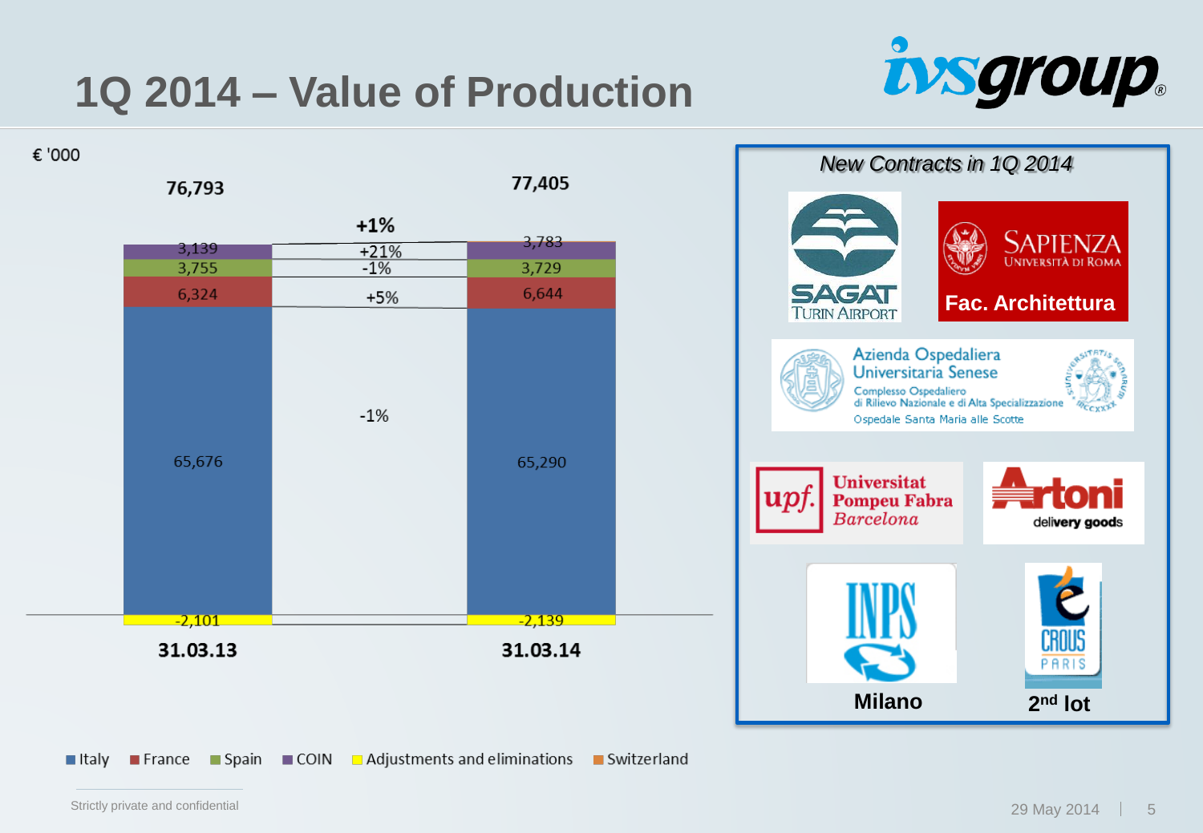# 1Q 2014 – Value of Production

€ '000

| | 31.03.13 | Change | 31.03.14 |
|---|---|---|---|
| COIN | 3,139 | +21% | 3,783 |
| Spain | 3,755 | -1% | 3,729 |
| France | 6,324 | +5% | 6,644 |
| Italy | 65,676 | -1% | 65,290 |
| Adjustments and eliminations | -2,101 | | -2,139 |
| **Total** | **76,793** | **+1%** | **77,405** |

■ Italy ■ France ■ Spain ■ COIN ■ Adjustments and eliminations ■ Switzerland

*New Contracts in 1Q 2014*

- SAGAT Turin Airport
- Sapienza Università di Roma – **Fac. Architettura**
- Azienda Ospedaliera Universitaria Senese – Complesso Ospedaliero di Rilievo Nazionale e di Alta Specializzazione – Ospedale Santa Maria alle Scotte
- Universitat Pompeu Fabra Barcelona
- Artoni delivery goods
- INPS – **Milano**
- CROUS Paris – **2nd lot**

Strictly private and confidential

29 May 2014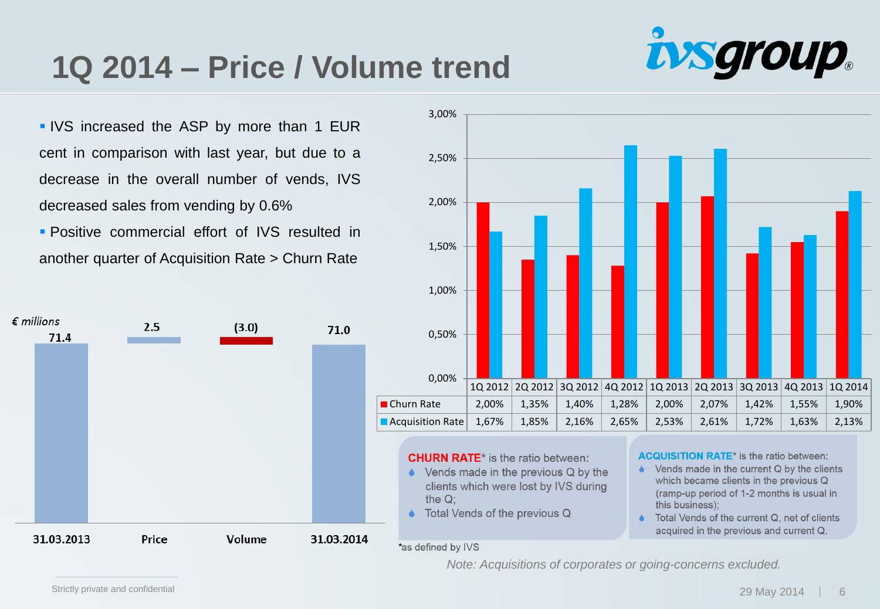# 1Q 2014 – Price / Volume trend

- IVS increased the ASP by more than 1 EUR cent in comparison with last year, but due to a decrease in the overall number of vends, IVS decreased sales from vending by 0.6%
- Positive commercial effort of IVS resulted in another quarter of Acquisition Rate > Churn Rate

*€ millions*

| 31.03.2013 | Price | Volume | 31.03.2014 |
|---|---|---|---|
| 71.4 | 2.5 | (3.0) | 71.0 |

| | 1Q 2012 | 2Q 2012 | 3Q 2012 | 4Q 2012 | 1Q 2013 | 2Q 2013 | 3Q 2013 | 4Q 2013 | 1Q 2014 |
|---|---|---|---|---|---|---|---|---|---|
| Churn Rate | 2,00% | 1,35% | 1,40% | 1,28% | 2,00% | 2,07% | 1,42% | 1,55% | 1,90% |
| Acquisition Rate | 1,67% | 1,85% | 2,16% | 2,65% | 2,53% | 2,61% | 1,72% | 1,63% | 2,13% |

**CHURN RATE*** is the ratio between:
- Vends made in the previous Q by the clients which were lost by IVS during the Q;
- Total Vends of the previous Q

**ACQUISITION RATE*** is the ratio between:
- Vends made in the current Q by the clients which became clients in the previous Q (ramp-up period of 1-2 months is usual in this business);
- Total Vends of the current Q, net of clients acquired in the previous and current Q.

*as defined by IVS

*Note: Acquisitions of corporates or going-concerns excluded.*

Strictly private and confidential

29 May 2014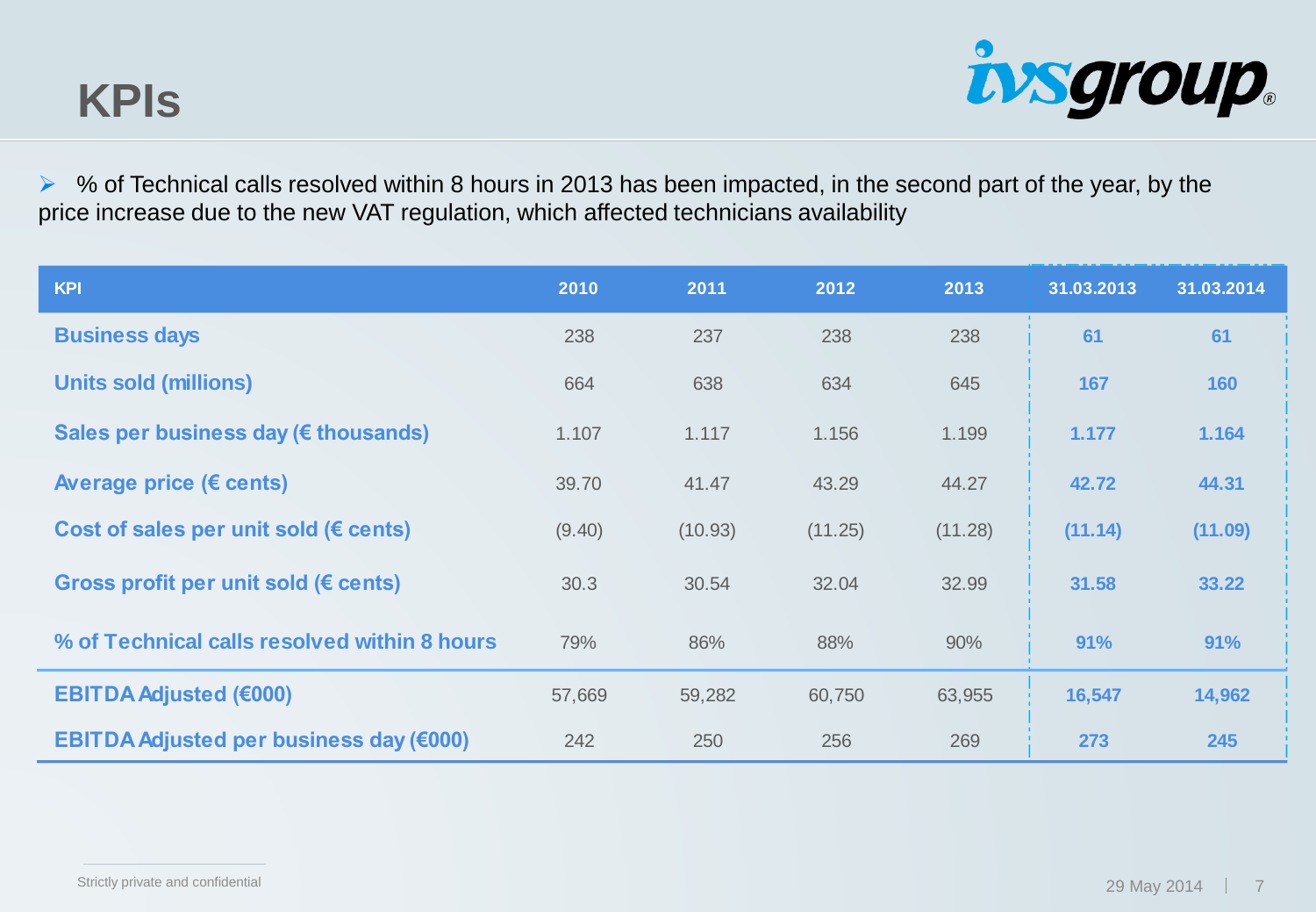# KPIs

- % of Technical calls resolved within 8 hours in 2013 has been impacted, in the second part of the year, by the price increase due to the new VAT regulation, which affected technicians availability

| KPI | 2010 | 2011 | 2012 | 2013 | 31.03.2013 | 31.03.2014 |
|---|---|---|---|---|---|---|
| **Business days** | 238 | 237 | 238 | 238 | **61** | **61** |
| **Units sold (millions)** | 664 | 638 | 634 | 645 | **167** | **160** |
| **Sales per business day (€ thousands)** | 1.107 | 1.117 | 1.156 | 1.199 | **1.177** | **1.164** |
| **Average price (€ cents)** | 39.70 | 41.47 | 43.29 | 44.27 | **42.72** | **44.31** |
| **Cost of sales per unit sold (€ cents)** | (9.40) | (10.93) | (11.25) | (11.28) | **(11.14)** | **(11.09)** |
| **Gross profit per unit sold (€ cents)** | 30.3 | 30.54 | 32.04 | 32.99 | **31.58** | **33.22** |
| **% of Technical calls resolved within 8 hours** | 79% | 86% | 88% | 90% | **91%** | **91%** |
| **EBITDA Adjusted (€000)** | 57,669 | 59,282 | 60,750 | 63,955 | **16,547** | **14,962** |
| **EBITDA Adjusted per business day (€000)** | 242 | 250 | 256 | 269 | **273** | **245** |

Strictly private and confidential

29 May 2014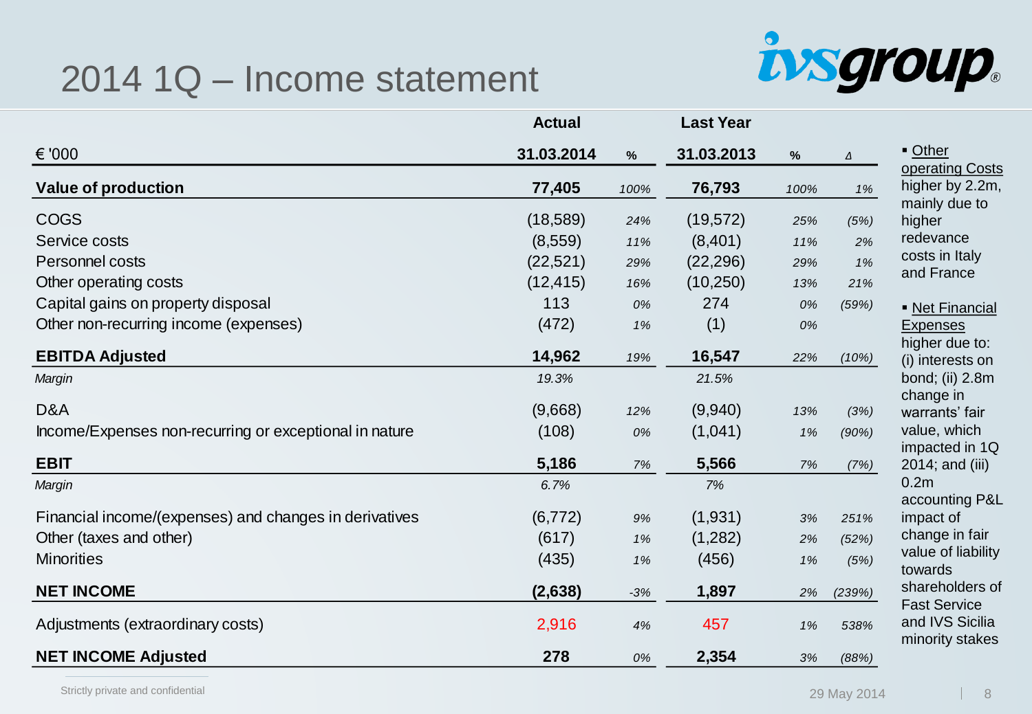# 2014 1Q – Income statement

| € '000 | Actual 31.03.2014 | % | Last Year 31.03.2013 | % | Δ |
|---|---|---|---|---|---|
| **Value of production** | **77,405** | *100%* | **76,793** | *100%* | *1%* |
| COGS | (18,589) | *24%* | (19,572) | *25%* | *(5%)* |
| Service costs | (8,559) | *11%* | (8,401) | *11%* | *2%* |
| Personnel costs | (22,521) | *29%* | (22,296) | *29%* | *1%* |
| Other operating costs | (12,415) | *16%* | (10,250) | *13%* | *21%* |
| Capital gains on property disposal | 113 | *0%* | 274 | *0%* | *(59%)* |
| Other non-recurring income (expenses) | (472) | *1%* | (1) | *0%* | |
| **EBITDA Adjusted** | **14,962** | *19%* | **16,547** | *22%* | *(10%)* |
| *Margin* | *19.3%* | | *21.5%* | | |
| D&A | (9,668) | *12%* | (9,940) | *13%* | *(3%)* |
| Income/Expenses non-recurring or exceptional in nature | (108) | *0%* | (1,041) | *1%* | *(90%)* |
| **EBIT** | **5,186** | *7%* | **5,566** | *7%* | *(7%)* |
| *Margin* | *6.7%* | | *7%* | | |
| Financial income/(expenses) and changes in derivatives | (6,772) | *9%* | (1,931) | *3%* | *251%* |
| Other (taxes and other) | (617) | *1%* | (1,282) | *2%* | *(52%)* |
| Minorities | (435) | *1%* | (456) | *1%* | *(5%)* |
| **NET INCOME** | **(2,638)** | *-3%* | **1,897** | *2%* | *(239%)* |
| Adjustments (extraordinary costs) | 2,916 | *4%* | 457 | *1%* | *538%* |
| **NET INCOME Adjusted** | **278** | *0%* | **2,354** | *3%* | *(88%)* |

- Other operating Costs higher by 2.2m, mainly due to higher redevance costs in Italy and France
- Net Financial Expenses higher due to: (i) interests on bond; (ii) 2.8m change in warrants' fair value, which impacted in 1Q 2014; and (iii) 0.2m accounting P&L impact of change in fair value of liability towards shareholders of Fast Service and IVS Sicilia minority stakes

Strictly private and confidential

29 May 2014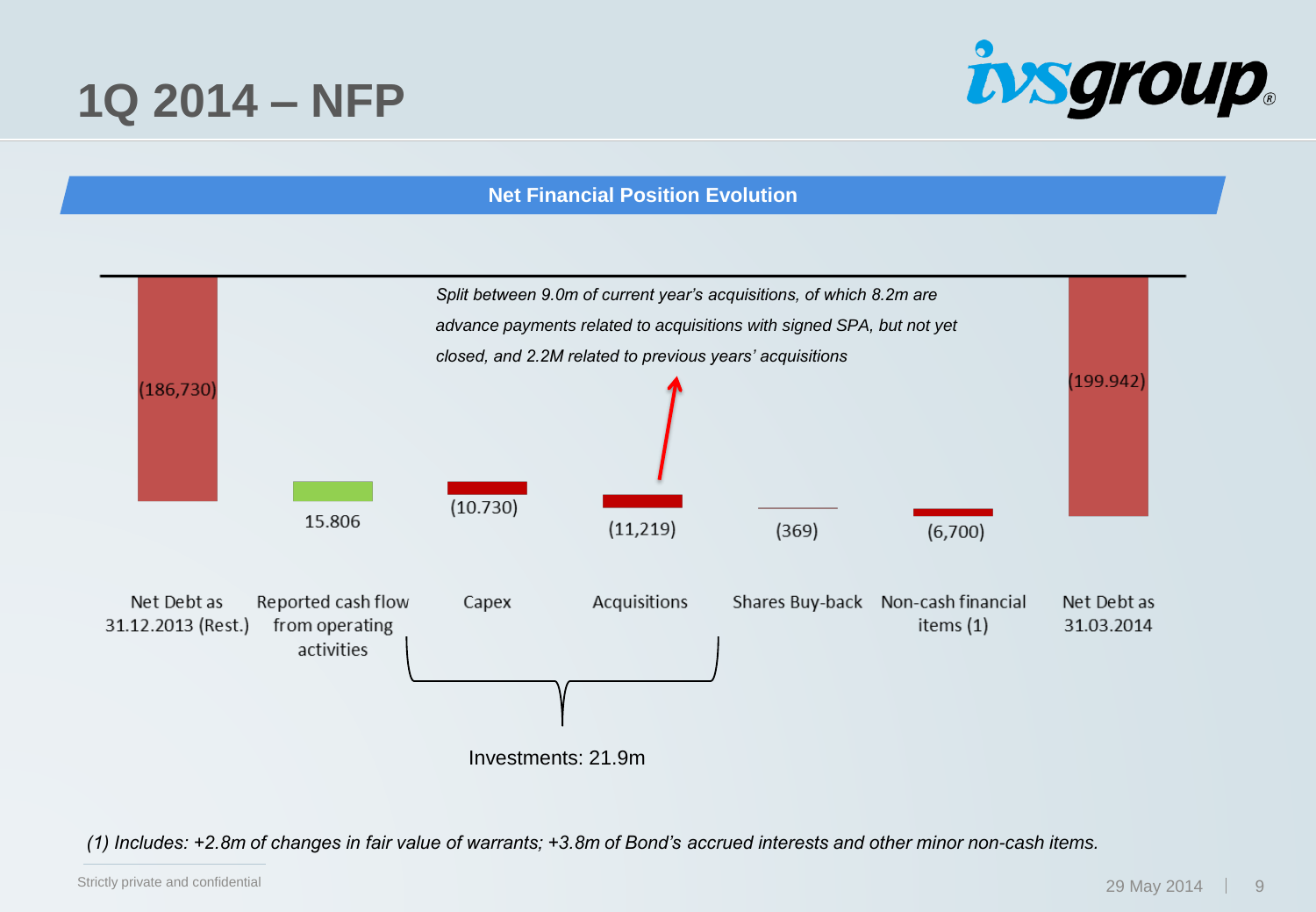# 1Q 2014 – NFP

**Net Financial Position Evolution**

| Net Debt as 31.12.2013 (Rest.) | Reported cash flow from operating activities | Capex | Acquisitions | Shares Buy-back | Non-cash financial items (1) | Net Debt as 31.03.2014 |
|---|---|---|---|---|---|---|
| (186,730) | 15.806 | (10.730) | (11,219) | (369) | (6,700) | (199.942) |

*Split between 9.0m of current year's acquisitions, of which 8.2m are advance payments related to acquisitions with signed SPA, but not yet closed, and 2.2M related to previous years' acquisitions*

Investments: 21.9m

*(1) Includes: +2.8m of changes in fair value of warrants; +3.8m of Bond's accrued interests and other minor non-cash items.*

Strictly private and confidential

29 May 2014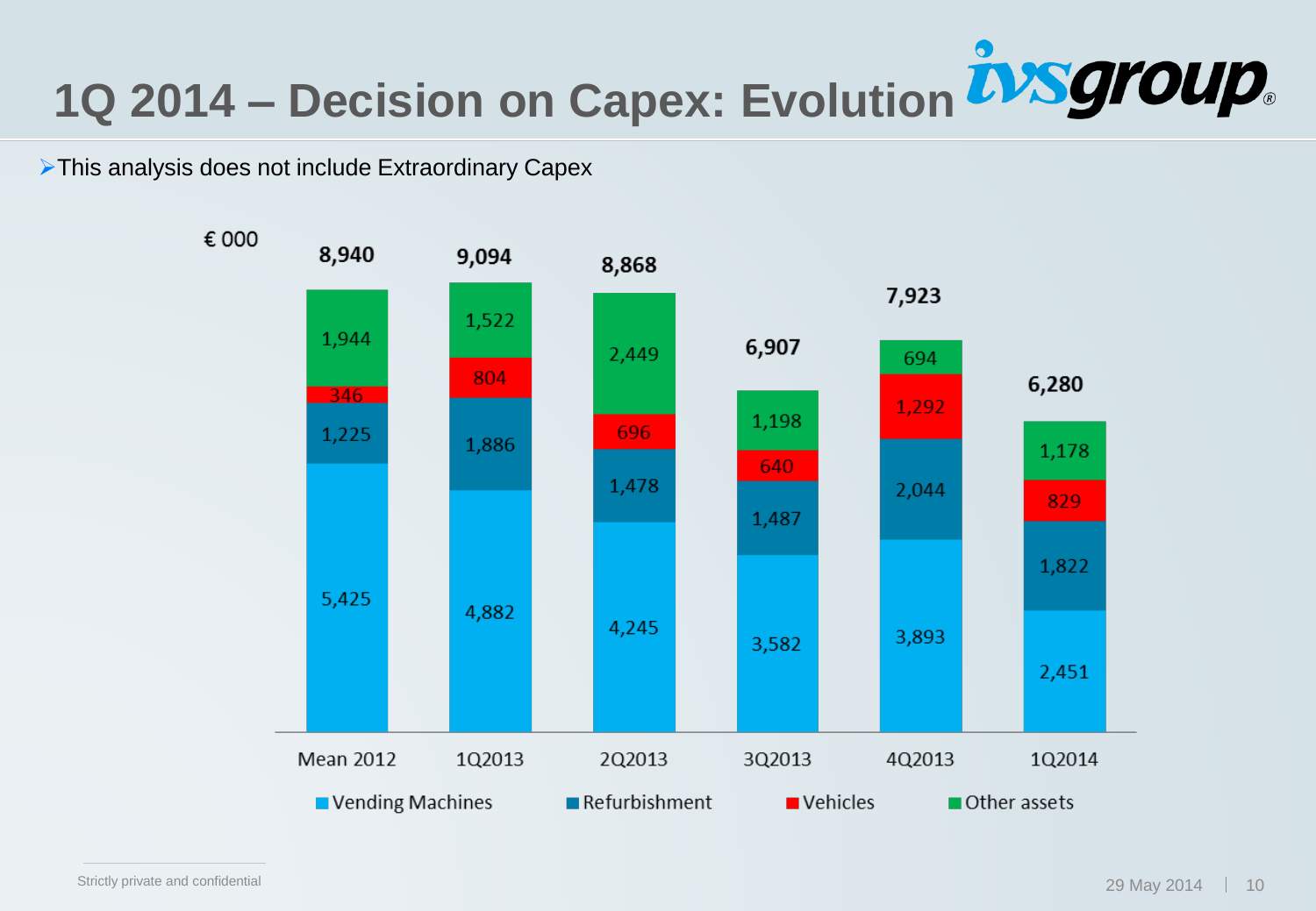# 1Q 2014 – Decision on Capex: Evolution

ivsgroup®

- This analysis does not include Extraordinary Capex

€ 000

Mean 2012: 8,940 — 5,425; 1,225; 346; 1,944

1Q2013: 9,094 — 4,882; 1,886; 804; 1,522

2Q2013: 8,868 — 4,245; 1,478; 696; 2,449

3Q2013: 6,907 — 3,582; 1,487; 640; 1,198

4Q2013: 7,923 — 3,893; 2,044; 1,292; 694

1Q2014: 6,280 — 2,451; 1,822; 829; 1,178

Vending Machines | Refurbishment | Vehicles | Other assets

Strictly private and confidential

29 May 2014